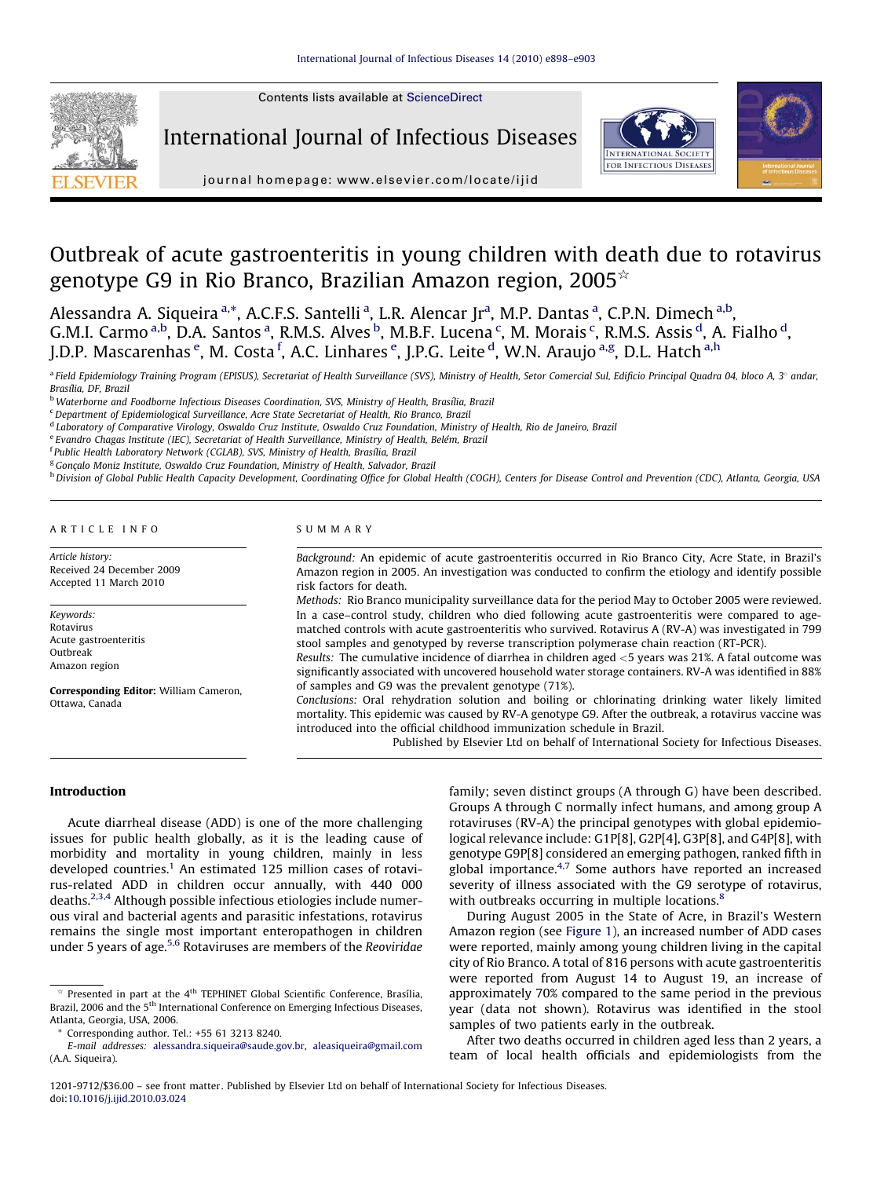# Outbreak of acute gastroenteritis in young children with death due to rotavirus genotype G9 in Rio Branco, Brazilian Amazon region, 2005[☆]

Alessandra A. Siqueira[a,*], A.C.F.S. Santelli[a], L.R. Alencar Jr[a], M.P. Dantas[a], C.P.N. Dimech[a,b], G.M.I. Carmo[a,b], D.A. Santos[a], R.M.S. Alves[b], M.B.F. Lucena[c], M. Morais[c], R.M.S. Assis[d], A. Fialho[d], J.D.P. Mascarenhas[e], M. Costa[f], A.C. Linhares[e], J.P.G. Leite[d], W.N. Araujo[a,g], D.L. Hatch[a,h]

[a] Field Epidemiology Training Program (EPISUS), Secretariat of Health Surveillance (SVS), Ministry of Health, Setor Comercial Sul, Edifício Principal Quadra 04, bloco A, 3° andar, Brasília, DF, Brazil
[b] Waterborne and Foodborne Infectious Diseases Coordination, SVS, Ministry of Health, Brasília, Brazil
[c] Department of Epidemiological Surveillance, Acre State Secretariat of Health, Rio Branco, Brazil
[d] Laboratory of Comparative Virology, Oswaldo Cruz Institute, Oswaldo Cruz Foundation, Ministry of Health, Rio de Janeiro, Brazil
[e] Evandro Chagas Institute (IEC), Secretariat of Health Surveillance, Ministry of Health, Belém, Brazil
[f] Public Health Laboratory Network (CGLAB), SVS, Ministry of Health, Brasília, Brazil
[g] Gonçalo Moniz Institute, Oswaldo Cruz Foundation, Ministry of Health, Salvador, Brazil
[h] Division of Global Public Health Capacity Development, Coordinating Office for Global Health (COGH), Centers for Disease Control and Prevention (CDC), Atlanta, Georgia, USA

## ARTICLE INFO

*Article history:*
Received 24 December 2009
Accepted 11 March 2010

*Keywords:*
Rotavirus
Acute gastroenteritis
Outbreak
Amazon region

**Corresponding Editor:** William Cameron, Ottawa, Canada

## SUMMARY

*Background:* An epidemic of acute gastroenteritis occurred in Rio Branco City, Acre State, in Brazil's Amazon region in 2005. An investigation was conducted to confirm the etiology and identify possible risk factors for death.

*Methods:* Rio Branco municipality surveillance data for the period May to October 2005 were reviewed. In a case–control study, children who died following acute gastroenteritis were compared to age-matched controls with acute gastroenteritis who survived. Rotavirus A (RV-A) was investigated in 799 stool samples and genotyped by reverse transcription polymerase chain reaction (RT-PCR).

*Results:* The cumulative incidence of diarrhea in children aged <5 years was 21%. A fatal outcome was significantly associated with uncovered household water storage containers. RV-A was identified in 88% of samples and G9 was the prevalent genotype (71%).

*Conclusions:* Oral rehydration solution and boiling or chlorinating drinking water likely limited mortality. This epidemic was caused by RV-A genotype G9. After the outbreak, a rotavirus vaccine was introduced into the official childhood immunization schedule in Brazil.

Published by Elsevier Ltd on behalf of International Society for Infectious Diseases.

## Introduction

Acute diarrheal disease (ADD) is one of the more challenging issues for public health globally, as it is the leading cause of morbidity and mortality in young children, mainly in less developed countries.[1] An estimated 125 million cases of rotavirus-related ADD in children occur annually, with 440 000 deaths.[2,3,4] Although possible infectious etiologies include numerous viral and bacterial agents and parasitic infestations, rotavirus remains the single most important enteropathogen in children under 5 years of age.[5,6] Rotaviruses are members of the *Reoviridae* family; seven distinct groups (A through G) have been described. Groups A through C normally infect humans, and among group A rotaviruses (RV-A) the principal genotypes with global epidemiological relevance include: G1P[8], G2P[4], G3P[8], and G4P[8], with genotype G9P[8] considered an emerging pathogen, ranked fifth in global importance.[4,7] Some authors have reported an increased severity of illness associated with the G9 serotype of rotavirus, with outbreaks occurring in multiple locations.[8]

During August 2005 in the State of Acre, in Brazil's Western Amazon region (see Figure 1), an increased number of ADD cases were reported, mainly among young children living in the capital city of Rio Branco. A total of 816 persons with acute gastroenteritis were reported from August 14 to August 19, an increase of approximately 70% compared to the same period in the previous year (data not shown). Rotavirus was identified in the stool samples of two patients early in the outbreak.

After two deaths occurred in children aged less than 2 years, a team of local health officials and epidemiologists from the

[☆] Presented in part at the 4th TEPHINET Global Scientific Conference, Brasília, Brazil, 2006 and the 5th International Conference on Emerging Infectious Diseases, Atlanta, Georgia, USA, 2006.

* Corresponding author. Tel.: +55 61 3213 8240.
*E-mail addresses:* alessandra.siqueira@saude.gov.br, aleasiqueira@gmail.com (A.A. Siqueira).

1201-9712/$36.00 – see front matter. Published by Elsevier Ltd on behalf of International Society for Infectious Diseases.
doi:10.1016/j.ijid.2010.03.024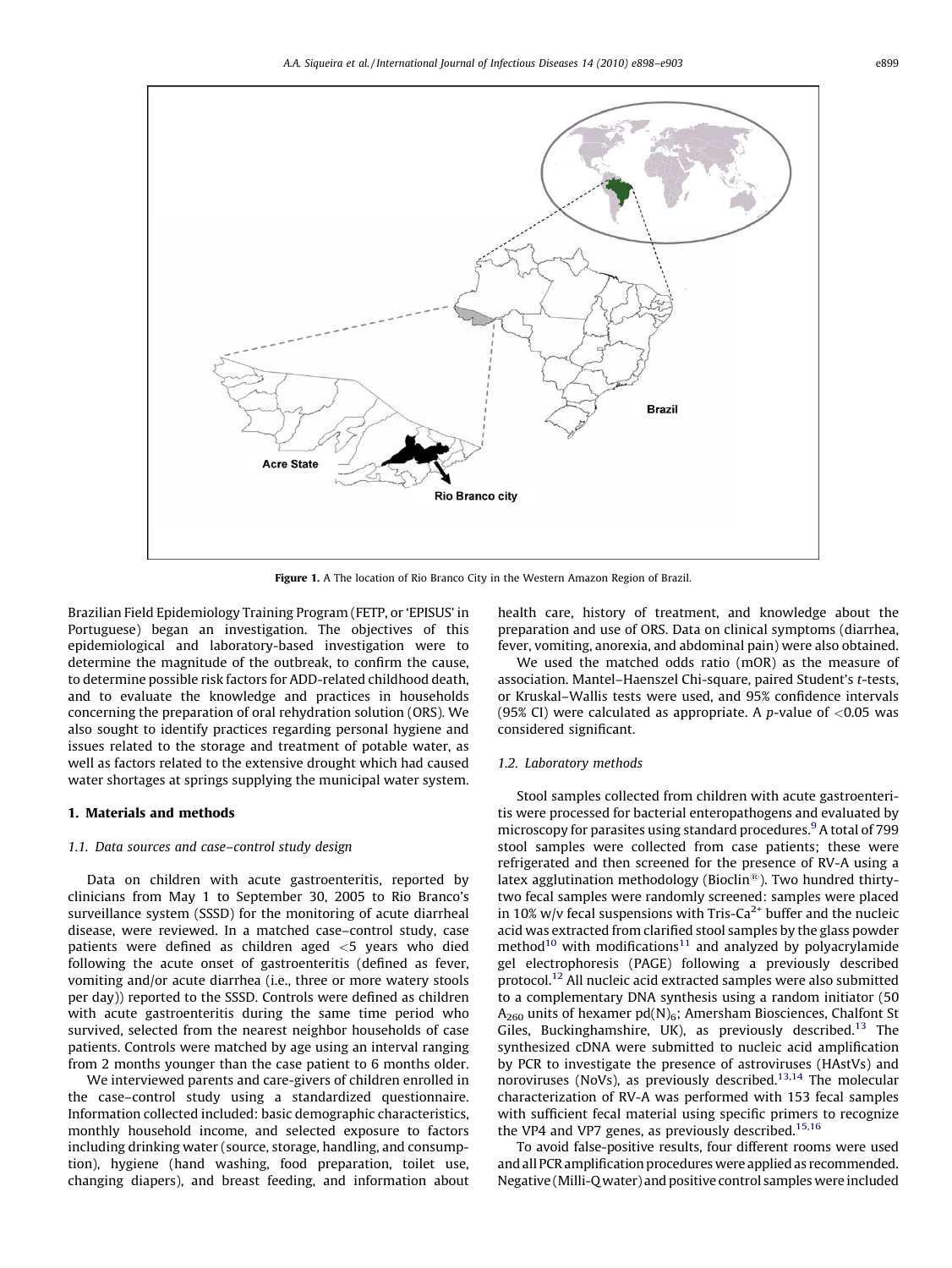Figure 1. A The location of Rio Branco City in the Western Amazon Region of Brazil.

Brazilian Field Epidemiology Training Program (FETP, or 'EPISUS' in Portuguese) began an investigation. The objectives of this epidemiological and laboratory-based investigation were to determine the magnitude of the outbreak, to confirm the cause, to determine possible risk factors for ADD-related childhood death, and to evaluate the knowledge and practices in households concerning the preparation of oral rehydration solution (ORS). We also sought to identify practices regarding personal hygiene and issues related to the storage and treatment of potable water, as well as factors related to the extensive drought which had caused water shortages at springs supplying the municipal water system.

## 1. Materials and methods

### 1.1. Data sources and case–control study design

Data on children with acute gastroenteritis, reported by clinicians from May 1 to September 30, 2005 to Rio Branco's surveillance system (SSSD) for the monitoring of acute diarrheal disease, were reviewed. In a matched case–control study, case patients were defined as children aged <5 years who died following the acute onset of gastroenteritis (defined as fever, vomiting and/or acute diarrhea (i.e., three or more watery stools per day)) reported to the SSSD. Controls were defined as children with acute gastroenteritis during the same time period who survived, selected from the nearest neighbor households of case patients. Controls were matched by age using an interval ranging from 2 months younger than the case patient to 6 months older.

We interviewed parents and care-givers of children enrolled in the case–control study using a standardized questionnaire. Information collected included: basic demographic characteristics, monthly household income, and selected exposure to factors including drinking water (source, storage, handling, and consumption), hygiene (hand washing, food preparation, toilet use, changing diapers), and breast feeding, and information about health care, history of treatment, and knowledge about the preparation and use of ORS. Data on clinical symptoms (diarrhea, fever, vomiting, anorexia, and abdominal pain) were also obtained.

We used the matched odds ratio (mOR) as the measure of association. Mantel–Haenszel Chi-square, paired Student's *t*-tests, or Kruskal–Wallis tests were used, and 95% confidence intervals (95% CI) were calculated as appropriate. A *p*-value of $<0.05$ was considered significant.

### 1.2. Laboratory methods

Stool samples collected from children with acute gastroenteritis were processed for bacterial enteropathogens and evaluated by microscopy for parasites using standard procedures.[9] A total of 799 stool samples were collected from case patients; these were refrigerated and then screened for the presence of RV-A using a latex agglutination methodology (Bioclin®). Two hundred thirty-two fecal samples were randomly screened: samples were placed in 10% w/v fecal suspensions with Tris-$Ca^{2+}$ buffer and the nucleic acid was extracted from clarified stool samples by the glass powder method[10] with modifications[11] and analyzed by polyacrylamide gel electrophoresis (PAGE) following a previously described protocol.[12] All nucleic acid extracted samples were also submitted to a complementary DNA synthesis using a random initiator (50 $A_{260}$ units of hexamer $pd(N)_6$; Amersham Biosciences, Chalfont St Giles, Buckinghamshire, UK), as previously described.[13] The synthesized cDNA were submitted to nucleic acid amplification by PCR to investigate the presence of astroviruses (HAstVs) and noroviruses (NoVs), as previously described.[13,14] The molecular characterization of RV-A was performed with 153 fecal samples with sufficient fecal material using specific primers to recognize the VP4 and VP7 genes, as previously described.[15,16]

To avoid false-positive results, four different rooms were used and all PCR amplification procedures were applied as recommended. Negative (Milli-Q water) and positive control samples were included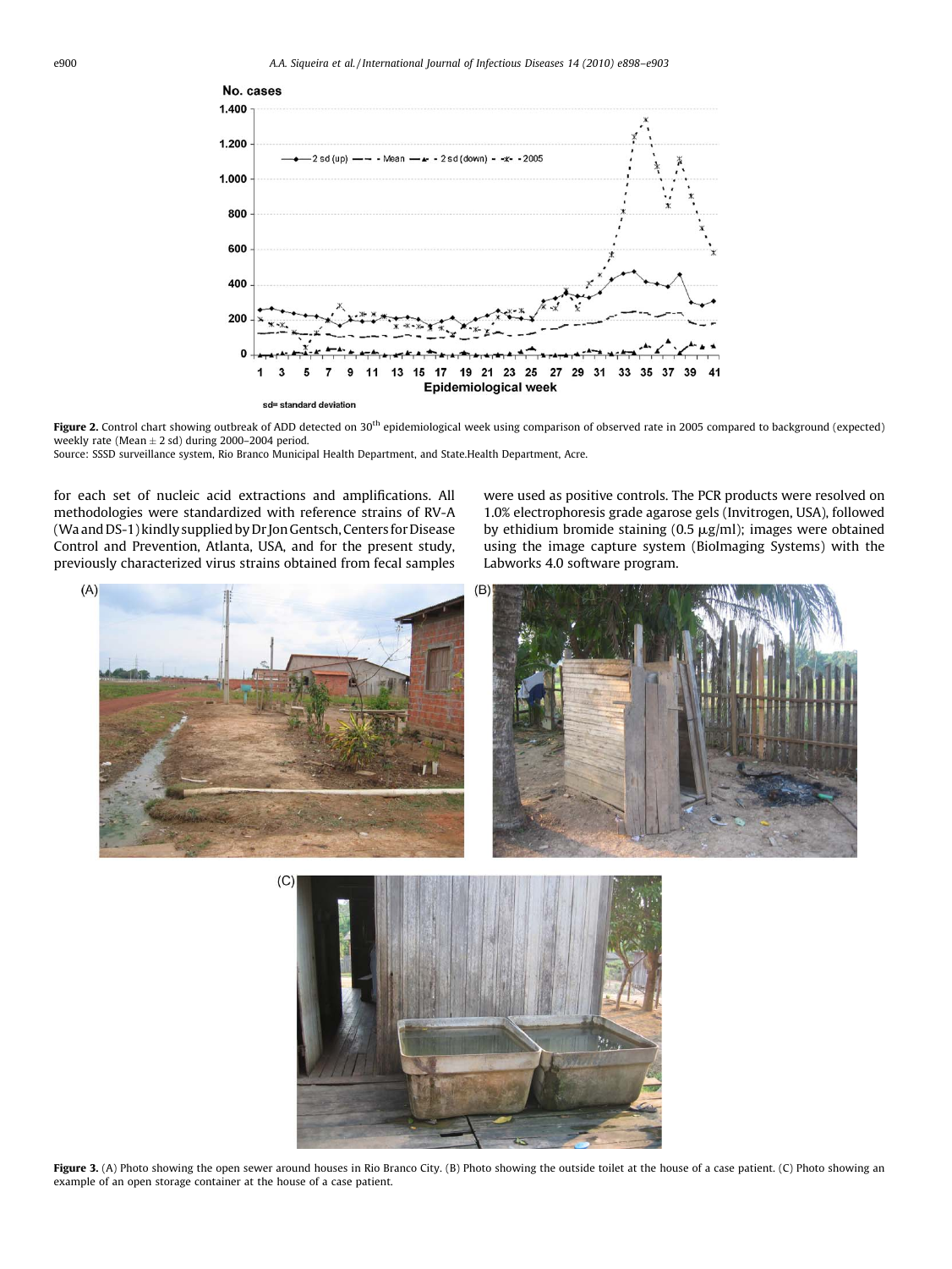Figure 2. Control chart showing outbreak of ADD detected on 30[th] epidemiological week using comparison of observed rate in 2005 compared to background (expected) weekly rate (Mean ± 2 sd) during 2000–2004 period.
Source: SSSD surveillance system, Rio Branco Municipal Health Department, and State.Health Department, Acre.

for each set of nucleic acid extractions and amplifications. All methodologies were standardized with reference strains of RV-A (Wa and DS-1) kindly supplied by Dr Jon Gentsch, Centers for Disease Control and Prevention, Atlanta, USA, and for the present study, previously characterized virus strains obtained from fecal samples were used as positive controls. The PCR products were resolved on 1.0% electrophoresis grade agarose gels (Invitrogen, USA), followed by ethidium bromide staining (0.5 μg/ml); images were obtained using the image capture system (BioImaging Systems) with the Labworks 4.0 software program.

Figure 3. (A) Photo showing the open sewer around houses in Rio Branco City. (B) Photo showing the outside toilet at the house of a case patient. (C) Photo showing an example of an open storage container at the house of a case patient.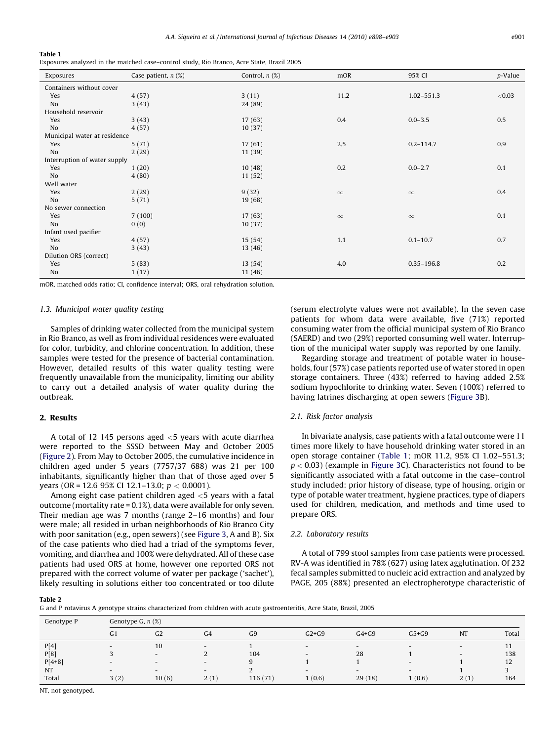**Table 1**
Exposures analyzed in the matched case–control study, Rio Branco, Acre State, Brazil 2005

| Exposures | Case patient, n (%) | Control, n (%) | mOR | 95% CI | p-Value |
|---|---|---|---|---|---|
| Containers without cover | | | | | |
| Yes | 4 (57) | 3 (11) | 11.2 | 1.02–551.3 | <0.03 |
| No | 3 (43) | 24 (89) | | | |
| Household reservoir | | | | | |
| Yes | 3 (43) | 17 (63) | 0.4 | 0.0–3.5 | 0.5 |
| No | 4 (57) | 10 (37) | | | |
| Municipal water at residence | | | | | |
| Yes | 5 (71) | 17 (61) | 2.5 | 0.2–114.7 | 0.9 |
| No | 2 (29) | 11 (39) | | | |
| Interruption of water supply | | | | | |
| Yes | 1 (20) | 10 (48) | 0.2 | 0.0–2.7 | 0.1 |
| No | 4 (80) | 11 (52) | | | |
| Well water | | | | | |
| Yes | 2 (29) | 9 (32) | ∞ | ∞ | 0.4 |
| No | 5 (71) | 19 (68) | | | |
| No sewer connection | | | | | |
| Yes | 7 (100) | 17 (63) | ∞ | ∞ | 0.1 |
| No | 0 (0) | 10 (37) | | | |
| Infant used pacifier | | | | | |
| Yes | 4 (57) | 15 (54) | 1.1 | 0.1–10.7 | 0.7 |
| No | 3 (43) | 13 (46) | | | |
| Dilution ORS (correct) | | | | | |
| Yes | 5 (83) | 13 (54) | 4.0 | 0.35–196.8 | 0.2 |
| No | 1 (17) | 11 (46) | | | |

mOR, matched odds ratio; CI, confidence interval; ORS, oral rehydration solution.

### 1.3. Municipal water quality testing

Samples of drinking water collected from the municipal system in Rio Branco, as well as from individual residences were evaluated for color, turbidity, and chlorine concentration. In addition, these samples were tested for the presence of bacterial contamination. However, detailed results of this water quality testing were frequently unavailable from the municipality, limiting our ability to carry out a detailed analysis of water quality during the outbreak.

## 2. Results

A total of 12 145 persons aged <5 years with acute diarrhea were reported to the SSSD between May and October 2005 (Figure 2). From May to October 2005, the cumulative incidence in children aged under 5 years (7757/37 688) was 21 per 100 inhabitants, significantly higher than that of those aged over 5 years (OR = 12.6 95% CI 12.1–13.0; $p < 0.0001$).

Among eight case patient children aged <5 years with a fatal outcome (mortality rate = 0.1%), data were available for only seven. Their median age was 7 months (range 2–16 months) and four were male; all resided in urban neighborhoods of Rio Branco City with poor sanitation (e.g., open sewers) (see Figure 3, A and B). Six of the case patients who had died had a triad of the symptoms fever, vomiting, and diarrhea and 100% were dehydrated. All of these case patients had used ORS at home, however one reported ORS not prepared with the correct volume of water per package ('sachet'), likely resulting in solutions either too concentrated or too dilute (serum electrolyte values were not available). In the seven case patients for whom data were available, five (71%) reported consuming water from the official municipal system of Rio Branco (SAERD) and two (29%) reported consuming well water. Interruption of the municipal water supply was reported by one family.

Regarding storage and treatment of potable water in households, four (57%) case patients reported use of water stored in open storage containers. Three (43%) referred to having added 2.5% sodium hypochlorite to drinking water. Seven (100%) referred to having latrines discharging at open sewers (Figure 3B).

### 2.1. Risk factor analysis

In bivariate analysis, case patients with a fatal outcome were 11 times more likely to have household drinking water stored in an open storage container (Table 1; mOR 11.2, 95% CI 1.02–551.3; $p < 0.03$) (example in Figure 3C). Characteristics not found to be significantly associated with a fatal outcome in the case–control study included: prior history of disease, type of housing, origin or type of potable water treatment, hygiene practices, type of diapers used for children, medication, and methods and time used to prepare ORS.

### 2.2. Laboratory results

A total of 799 stool samples from case patients were processed. RV-A was identified in 78% (627) using latex agglutination. Of 232 fecal samples submitted to nucleic acid extraction and analyzed by PAGE, 205 (88%) presented an electropherotype characteristic of

**Table 2**
G and P rotavirus A genotype strains characterized from children with acute gastroenteritis, Acre State, Brazil, 2005

| Genotype P | Genotype G, n (%) | | | | | | | | |
|---|---|---|---|---|---|---|---|---|---|
| | G1 | G2 | G4 | G9 | G2+G9 | G4+G9 | G5+G9 | NT | Total |
| P[4] | - | 10 | - | 1 | - | - | - | - | 11 |
| P[8] | 3 | - | 2 | 104 | - | 28 | 1 | - | 138 |
| P[4+8] | - | - | - | 9 | 1 | 1 | - | 1 | 12 |
| NT | - | - | - | 2 | - | - | - | 1 | 3 |
| Total | 3 (2) | 10 (6) | 2 (1) | 116 (71) | 1 (0.6) | 29 (18) | 1 (0.6) | 2 (1) | 164 |

NT, not genotyped.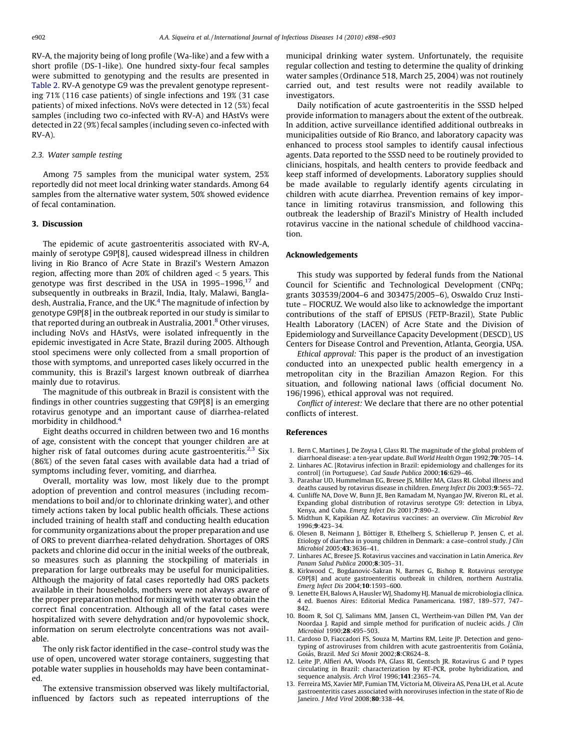RV-A, the majority being of long profile (Wa-like) and a few with a short profile (DS-1-like). One hundred sixty-four fecal samples were submitted to genotyping and the results are presented in Table 2. RV-A genotype G9 was the prevalent genotype representing 71% (116 case patients) of single infections and 19% (31 case patients) of mixed infections. NoVs were detected in 12 (5%) fecal samples (including two co-infected with RV-A) and HAstVs were detected in 22 (9%) fecal samples (including seven co-infected with RV-A).

### 2.3. Water sample testing

Among 75 samples from the municipal water system, 25% reportedly did not meet local drinking water standards. Among 64 samples from the alternative water system, 50% showed evidence of fecal contamination.

## 3. Discussion

The epidemic of acute gastroenteritis associated with RV-A, mainly of serotype G9P[8], caused widespread illness in children living in Rio Branco of Acre State in Brazil's Western Amazon region, affecting more than 20% of children aged $<5$ years. This genotype was first described in the USA in 1995–1996,[17] and subsequently in outbreaks in Brazil, India, Italy, Malawi, Bangladesh, Australia, France, and the UK.[4] The magnitude of infection by genotype G9P[8] in the outbreak reported in our study is similar to that reported during an outbreak in Australia, 2001.[8] Other viruses, including NoVs and HAstVs, were isolated infrequently in the epidemic investigated in Acre State, Brazil during 2005. Although stool specimens were only collected from a small proportion of those with symptoms, and unreported cases likely occurred in the community, this is Brazil's largest known outbreak of diarrhea mainly due to rotavirus.

The magnitude of this outbreak in Brazil is consistent with the findings in other countries suggesting that G9P[8] is an emerging rotavirus genotype and an important cause of diarrhea-related morbidity in childhood.[4]

Eight deaths occurred in children between two and 16 months of age, consistent with the concept that younger children are at higher risk of fatal outcomes during acute gastroenteritis.[2,3] Six (86%) of the seven fatal cases with available data had a triad of symptoms including fever, vomiting, and diarrhea.

Overall, mortality was low, most likely due to the prompt adoption of prevention and control measures (including recommendations to boil and/or to chlorinate drinking water), and other timely actions taken by local public health officials. These actions included training of health staff and conducting health education for community organizations about the proper preparation and use of ORS to prevent diarrhea-related dehydration. Shortages of ORS packets and chlorine did occur in the initial weeks of the outbreak, so measures such as planning the stockpiling of materials in preparation for large outbreaks may be useful for municipalities. Although the majority of fatal cases reportedly had ORS packets available in their households, mothers were not always aware of the proper preparation method for mixing with water to obtain the correct final concentration. Although all of the fatal cases were hospitalized with severe dehydration and/or hypovolemic shock, information on serum electrolyte concentrations was not available.

The only risk factor identified in the case–control study was the use of open, uncovered water storage containers, suggesting that potable water supplies in households may have been contaminated.

The extensive transmission observed was likely multifactorial, influenced by factors such as repeated interruptions of the municipal drinking water system. Unfortunately, the requisite regular collection and testing to determine the quality of drinking water samples (Ordinance 518, March 25, 2004) was not routinely carried out, and test results were not readily available to investigators.

Daily notification of acute gastroenteritis in the SSSD helped provide information to managers about the extent of the outbreak. In addition, active surveillance identified additional outbreaks in municipalities outside of Rio Branco, and laboratory capacity was enhanced to process stool samples to identify causal infectious agents. Data reported to the SSSD need to be routinely provided to clinicians, hospitals, and health centers to provide feedback and keep staff informed of developments. Laboratory supplies should be made available to regularly identify agents circulating in children with acute diarrhea. Prevention remains of key importance in limiting rotavirus transmission, and following this outbreak the leadership of Brazil's Ministry of Health included rotavirus vaccine in the national schedule of childhood vaccination.

## Acknowledgements

This study was supported by federal funds from the National Council for Scientific and Technological Development (CNPq; grants 303539/2004–6 and 303475/2005–6), Oswaldo Cruz Institute – FIOCRUZ. We would also like to acknowledge the important contributions of the staff of EPISUS (FETP-Brazil), State Public Health Laboratory (LACEN) of Acre State and the Division of Epidemiology and Surveillance Capacity Development (DESCD), US Centers for Disease Control and Prevention, Atlanta, Georgia, USA.

*Ethical approval:* This paper is the product of an investigation conducted into an unexpected public health emergency in a metropolitan city in the Brazilian Amazon Region. For this situation, and following national laws (official document No. 196/1996), ethical approval was not required.

*Conflict of interest:* We declare that there are no other potential conflicts of interest.

## References

1. Bern C, Martines J, De Zoysa I, Glass RI. The magnitude of the global problem of diarrhoeal disease: a ten-year update. *Bull World Health Organ* 1992;**70**:705–14.
2. Linhares AC. [Rotavirus infection in Brazil: epidemiology and challenges for its control] (in Portuguese). *Cad Saude Publica* 2000;**16**:629–46.
3. Parashar UD, Hummelman EG, Bresee JS, Miller MA, Glass RI. Global illness and deaths caused by rotavirus disease in children. *Emerg Infect Dis* 2003;**9**:565–72.
4. Cunliffe NA, Dove W, Bunn JE, Ben Ramadam M, Nyangao JW, Riveron RL, et al. Expanding global distribution of rotavirus serotype G9: detection in Libya, Kenya, and Cuba. *Emerg Infect Dis* 2001;**7**:890–2.
5. Midthun K, Kapikian AZ. Rotavirus vaccines: an overview. *Clin Microbiol Rev* 1996;**9**:423–34.
6. Olesen B, Neimann J, Böttiger B, Ethelberg S, Schiellerup P, Jensen C, et al. Etiology of diarrhea in young children in Denmark: a case–control study. *J Clin Microbiol* 2005;**43**:3636–41.
7. Linhares AC, Bresee JS. Rotavirus vaccines and vaccination in Latin America. *Rev Panam Salud Publica* 2000;**8**:305–31.
8. Kirkwood C, Bogdanovic-Sakran N, Barnes G, Bishop R. Rotavirus serotype G9P[8] and acute gastroenteritis outbreak in children, northern Australia. *Emerg Infect Dis* 2004;**10**:1593–600.
9. Lenette EH, Balows A, Hausler WJ, Shadomy HJ. Manual de microbiologia clínica. 4 ed. Buenos Aires: Editorial Medica Panamericana. 1987, 189–577, 747–842.
10. Boom R, Sol CJ, Salimans MM, Jansen CL, Wertheim-van Dillen PM, Van der Noordaa J. Rapid and simple method for purification of nucleic acids. *J Clin Microbiol* 1990;**28**:495–503.
11. Cardoso D, Fiaccadori FS, Souza M, Martins RM, Leite JP. Detection and genotyping of astroviruses from children with acute gastroenteritis from Goiânia, Goiás, Brazil. *Med Sci Monit* 2002;**8**:CR624–8.
12. Leite JP, Alfieri AA, Woods PA, Glass RI, Gentsch JR. Rotavirus G and P types circulating in Brazil: characterization by RT-PCR, probe hybridization, and sequence analysis. *Arch Virol* 1996;**141**:2365–74.
13. Ferreira MS, Xavier MP, Fumian TM, Victoria M, Oliveira AS, Pena LH, et al. Acute gastroenteritis cases associated with noroviruses infection in the state of Rio de Janeiro. *J Med Virol* 2008;**80**:338–44.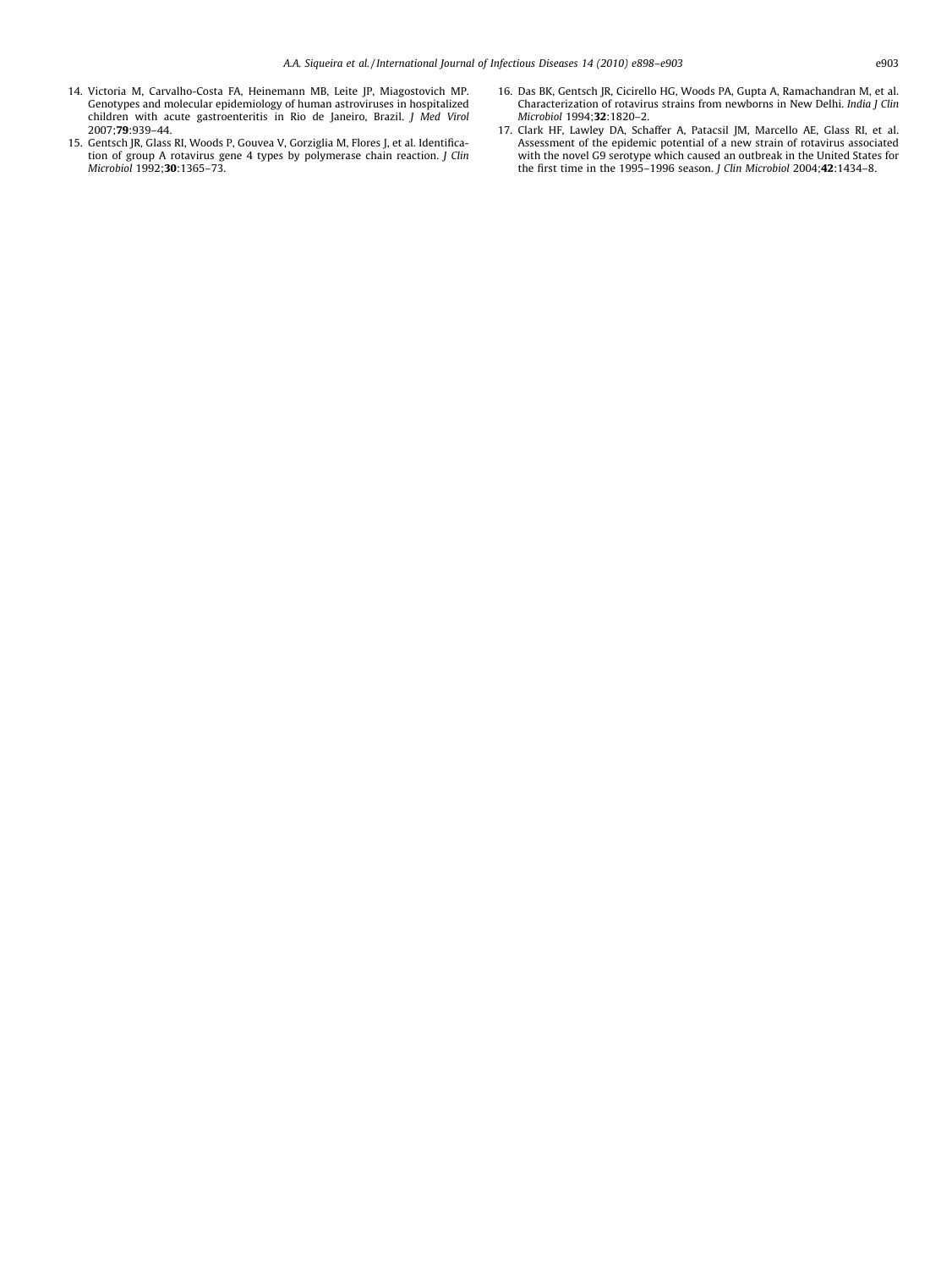14. Victoria M, Carvalho-Costa FA, Heinemann MB, Leite JP, Miagostovich MP. Genotypes and molecular epidemiology of human astroviruses in hospitalized children with acute gastroenteritis in Rio de Janeiro, Brazil. *J Med Virol* 2007;**79**:939–44.
15. Gentsch JR, Glass RI, Woods P, Gouvea V, Gorziglia M, Flores J, et al. Identification of group A rotavirus gene 4 types by polymerase chain reaction. *J Clin Microbiol* 1992;**30**:1365–73.
16. Das BK, Gentsch JR, Cicirello HG, Woods PA, Gupta A, Ramachandran M, et al. Characterization of rotavirus strains from newborns in New Delhi. *India J Clin Microbiol* 1994;**32**:1820–2.
17. Clark HF, Lawley DA, Schaffer A, Patacsil JM, Marcello AE, Glass RI, et al. Assessment of the epidemic potential of a new strain of rotavirus associated with the novel G9 serotype which caused an outbreak in the United States for the first time in the 1995–1996 season. *J Clin Microbiol* 2004;**42**:1434–8.